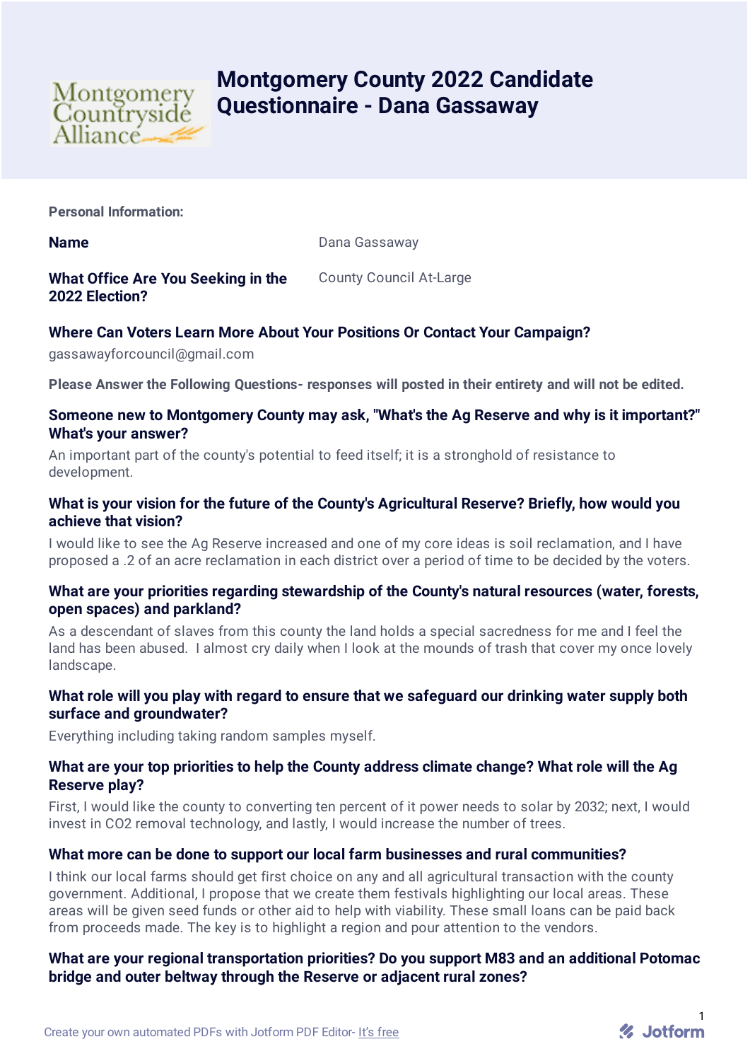# Montgomery County 2022 Candidate Questionnaire - Dana Gassaway

**Personal Information:**

**Name**

Dana Gassaway

**What Office Are You Seeking in the 2022 Election?**

County Council At-Large

**Where Can Voters Learn More About Your Positions Or Contact Your Campaign?**

gassawayforcouncil@gmail.com

**Please Answer the Following Questions- responses will posted in their entirety and will not be edited.**

**Someone new to Montgomery County may ask, "What's the Ag Reserve and why is it important?" What's your answer?**

An important part of the county's potential to feed itself; it is a stronghold of resistance to development.

**What is your vision for the future of the County's Agricultural Reserve? Briefly, how would you achieve that vision?**

I would like to see the Ag Reserve increased and one of my core ideas is soil reclamation, and I have proposed a .2 of an acre reclamation in each district over a period of time to be decided by the voters.

**What are your priorities regarding stewardship of the County's natural resources (water, forests, open spaces) and parkland?**

As a descendant of slaves from this county the land holds a special sacredness for me and I feel the land has been abused. I almost cry daily when I look at the mounds of trash that cover my once lovely landscape.

**What role will you play with regard to ensure that we safeguard our drinking water supply both surface and groundwater?**

Everything including taking random samples myself.

**What are your top priorities to help the County address climate change? What role will the Ag Reserve play?**

First, I would like the county to converting ten percent of it power needs to solar by 2032; next, I would invest in CO2 removal technology, and lastly, I would increase the number of trees.

**What more can be done to support our local farm businesses and rural communities?**

I think our local farms should get first choice on any and all agricultural transaction with the county government. Additional, I propose that we create them festivals highlighting our local areas. These areas will be given seed funds or other aid to help with viability. These small loans can be paid back from proceeds made. The key is to highlight a region and pour attention to the vendors.

**What are your regional transportation priorities? Do you support M83 and an additional Potomac bridge and outer beltway through the Reserve or adjacent rural zones?**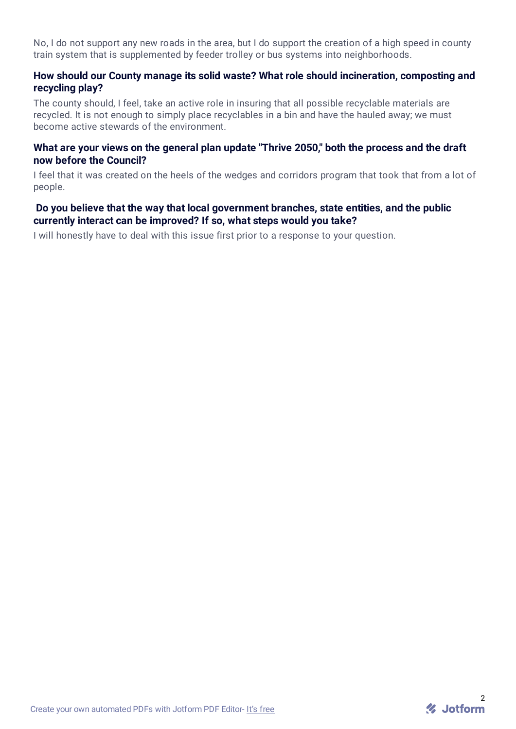No, I do not support any new roads in the area, but I do support the creation of a high speed in county train system that is supplemented by feeder trolley or bus systems into neighborhoods.

**How should our County manage its solid waste? What role should incineration, composting and recycling play?**

The county should, I feel, take an active role in insuring that all possible recyclable materials are recycled. It is not enough to simply place recyclables in a bin and have the hauled away; we must become active stewards of the environment.

**What are your views on the general plan update "Thrive 2050," both the process and the draft now before the Council?**

I feel that it was created on the heels of the wedges and corridors program that took that from a lot of people.

**Do you believe that the way that local government branches, state entities, and the public currently interact can be improved? If so, what steps would you take?**

I will honestly have to deal with this issue first prior to a response to your question.